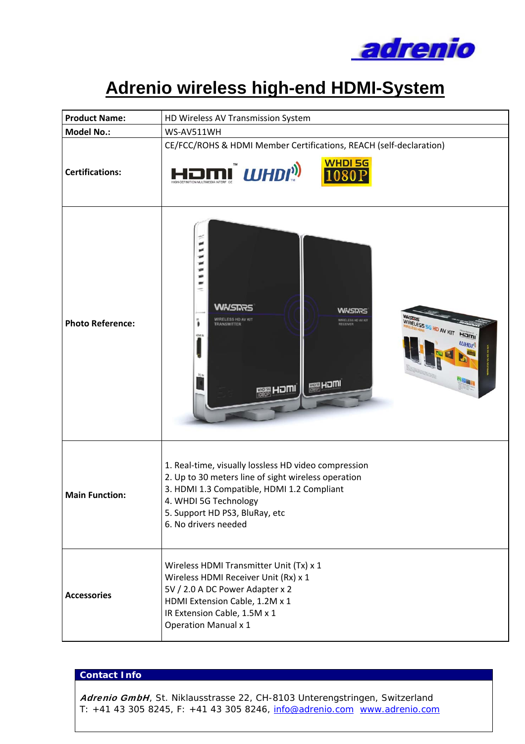adrenio

# Adrenio wireless high-end HDMI-System

| **Product Name:** | HD Wireless AV Transmission System |
| --- | --- |
| **Model No.:** | WS-AV511WH |
| **Certifications:** | CE/FCC/ROHS & HDMI Member Certifications, REACH (self-declaration) |
| **Photo Reference:** | |
| **Main Function:** | 1. Real-time, visually lossless HD video compression<br>2. Up to 30 meters line of sight wireless operation<br>3. HDMI 1.3 Compatible, HDMI 1.2 Compliant<br>4. WHDI 5G Technology<br>5. Support HD PS3, BluRay, etc<br>6. No drivers needed |
| **Accessories** | Wireless HDMI Transmitter Unit (Tx) x 1<br>Wireless HDMI Receiver Unit (Rx) x 1<br>5V / 2.0 A DC Power Adapter x 2<br>HDMI Extension Cable, 1.2M x 1<br>IR Extension Cable, 1.5M x 1<br>Operation Manual x 1 |

**Contact Info**

***Adrenio GmbH***, St. Niklausstrasse 22, CH-8103 Unterengstringen, Switzerland
T: +41 43 305 8245, F: +41 43 305 8246, info@adrenio.com www.adrenio.com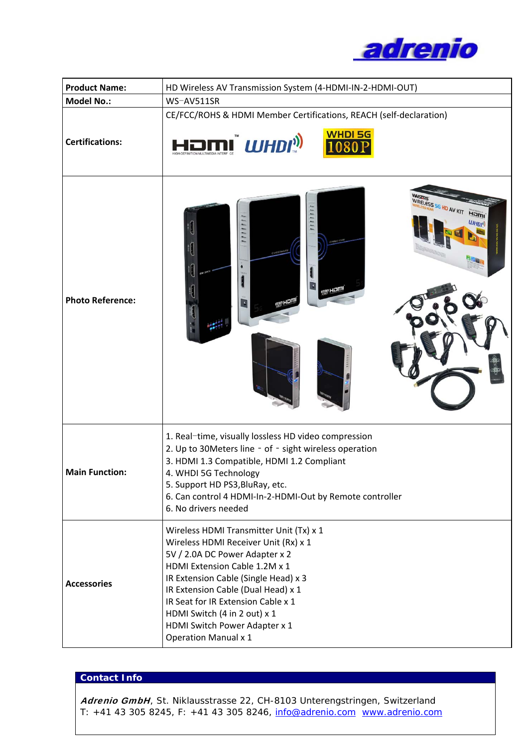| **Product Name:** | HD Wireless AV Transmission System (4-HDMI-IN-2-HDMI-OUT) |
|---|---|
| **Model No.:** | WS-AV511SR |
| **Certifications:** | CE/FCC/ROHS & HDMI Member Certifications, REACH (self-declaration) |
| **Photo Reference:** | |
| **Main Function:** | 1. Real-time, visually lossless HD video compression<br>2. Up to 30Meters line - of - sight wireless operation<br>3. HDMI 1.3 Compatible, HDMI 1.2 Compliant<br>4. WHDI 5G Technology<br>5. Support HD PS3,BluRay, etc.<br>6. Can control 4 HDMI-In-2-HDMI-Out by Remote controller<br>6. No drivers needed |
| **Accessories** | Wireless HDMI Transmitter Unit (Tx) x 1<br>Wireless HDMI Receiver Unit (Rx) x 1<br>5V / 2.0A DC Power Adapter x 2<br>HDMI Extension Cable 1.2M x 1<br>IR Extension Cable (Single Head) x 3<br>IR Extension Cable (Dual Head) x 1<br>IR Seat for IR Extension Cable x 1<br>HDMI Switch (4 in 2 out) x 1<br>HDMI Switch Power Adapter x 1<br>Operation Manual x 1 |

**Contact Info**

***Adrenio GmbH***, St. Niklausstrasse 22, CH-8103 Unterengstringen, Switzerland
T: +41 43 305 8245, F: +41 43 305 8246, info@adrenio.com www.adrenio.com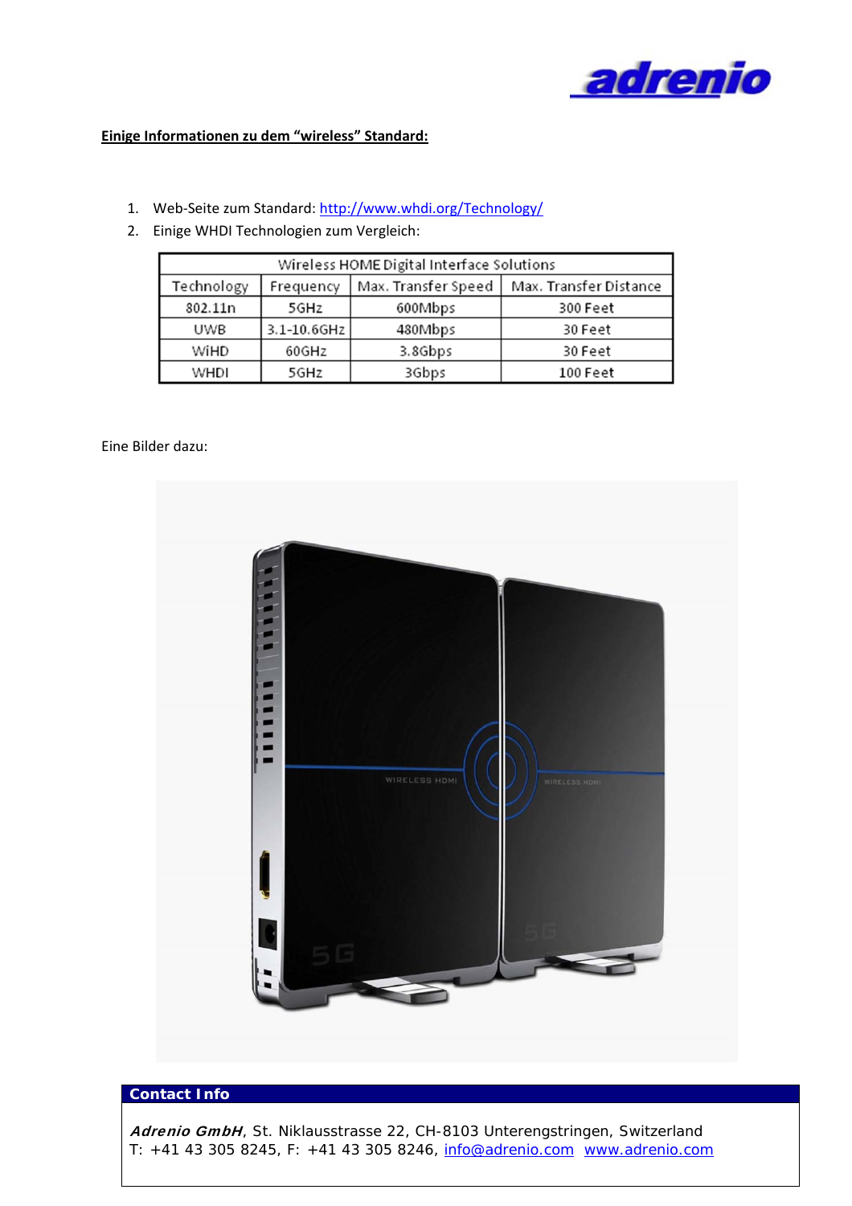**Einige Informationen zu dem "wireless" Standard:**

1. Web-Seite zum Standard: http://www.whdi.org/Technology/
2. Einige WHDI Technologien zum Vergleich:

| Wireless HOME Digital Interface Solutions | | | |
|---|---|---|---|
| Technology | Frequency | Max. Transfer Speed | Max. Transfer Distance |
| 802.11n | 5GHz | 600Mbps | 300 Feet |
| UWB | 3.1-10.6GHz | 480Mbps | 30 Feet |
| WiHD | 60GHz | 3.8Gbps | 30 Feet |
| WHDI | 5GHz | 3Gbps | 100 Feet |

Eine Bilder dazu:

**Contact Info**

***Adrenio GmbH***, St. Niklausstrasse 22, CH-8103 Unterengstringen, Switzerland
T: +41 43 305 8245, F: +41 43 305 8246, info@adrenio.com www.adrenio.com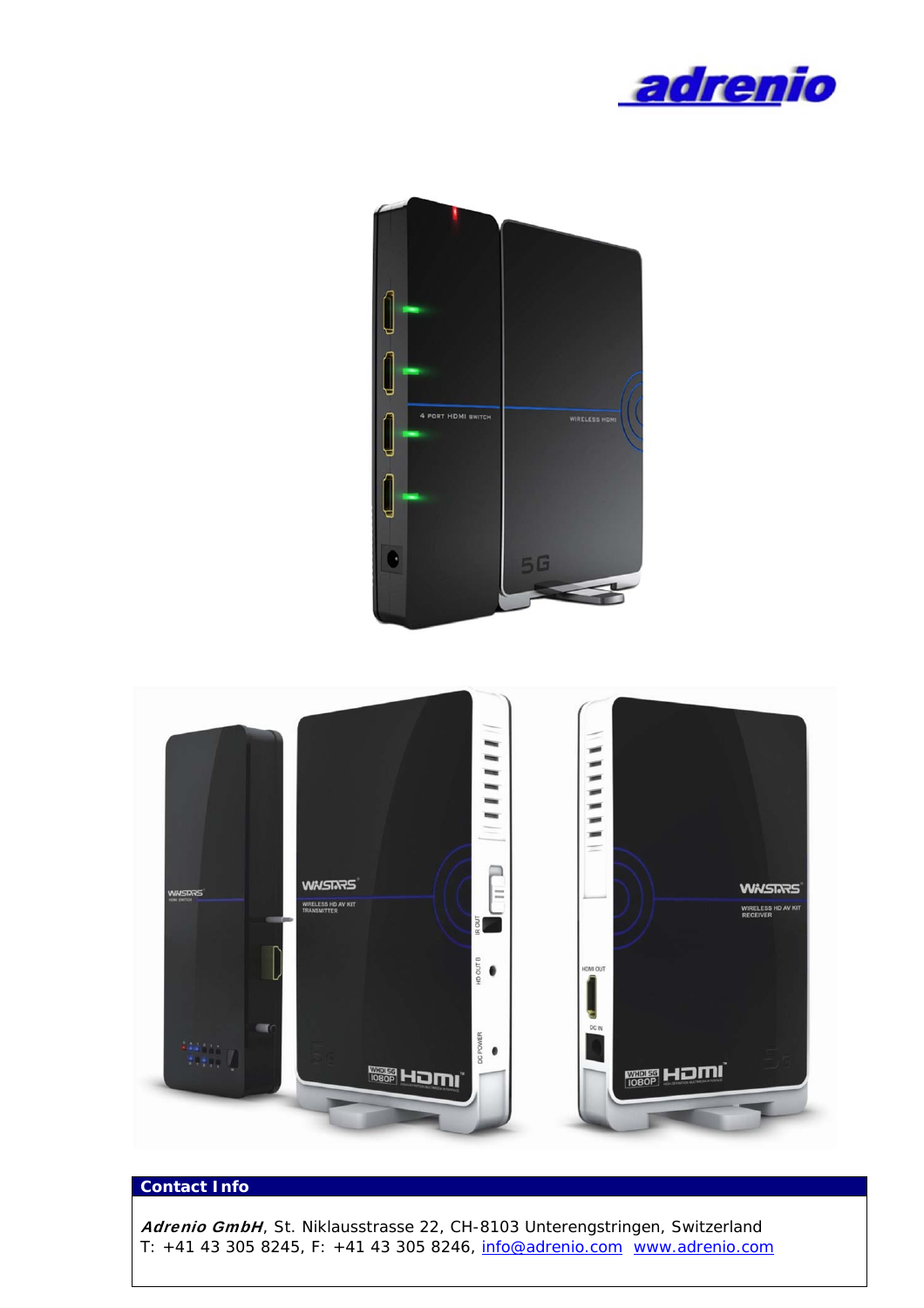## Contact Info

***Adrenio GmbH***, St. Niklausstrasse 22, CH-8103 Unterengstringen, Switzerland
T: +41 43 305 8245, F: +41 43 305 8246, info@adrenio.com www.adrenio.com